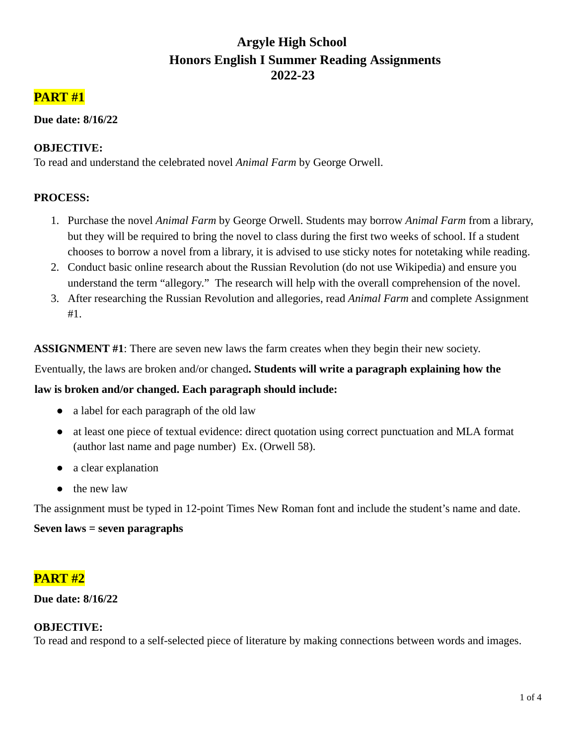# Argyle High School
# Honors English I Summer Reading Assignments
# 2022-23

## PART #1

**Due date: 8/16/22**

**OBJECTIVE:**
To read and understand the celebrated novel *Animal Farm* by George Orwell.

**PROCESS:**

1. Purchase the novel *Animal Farm* by George Orwell. Students may borrow *Animal Farm* from a library, but they will be required to bring the novel to class during the first two weeks of school. If a student chooses to borrow a novel from a library, it is advised to use sticky notes for notetaking while reading.
2. Conduct basic online research about the Russian Revolution (do not use Wikipedia) and ensure you understand the term "allegory." The research will help with the overall comprehension of the novel.
3. After researching the Russian Revolution and allegories, read *Animal Farm* and complete Assignment #1.

**ASSIGNMENT #1**: There are seven new laws the farm creates when they begin their new society. Eventually, the laws are broken and/or changed**. Students will write a paragraph explaining how the law is broken and/or changed. Each paragraph should include:**

- a label for each paragraph of the old law
- at least one piece of textual evidence: direct quotation using correct punctuation and MLA format (author last name and page number) Ex. (Orwell 58).
- a clear explanation
- the new law

The assignment must be typed in 12-point Times New Roman font and include the student's name and date.

**Seven laws = seven paragraphs**

## PART #2

**Due date: 8/16/22**

**OBJECTIVE:**
To read and respond to a self-selected piece of literature by making connections between words and images.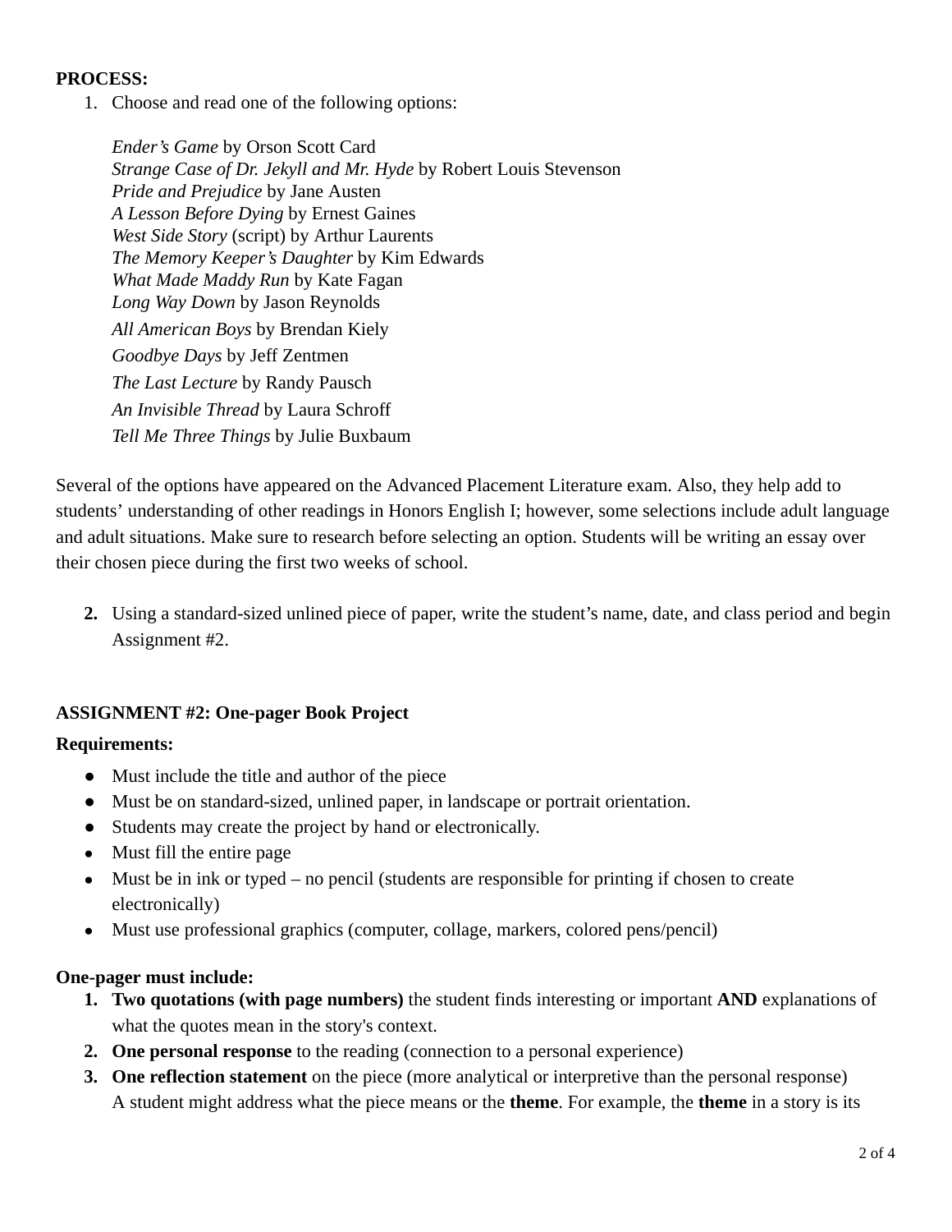**PROCESS:**

1. Choose and read one of the following options:

   *Ender's Game* by Orson Scott Card
   *Strange Case of Dr. Jekyll and Mr. Hyde* by Robert Louis Stevenson
   *Pride and Prejudice* by Jane Austen
   *A Lesson Before Dying* by Ernest Gaines
   *West Side Story* (script) by Arthur Laurents
   *The Memory Keeper's Daughter* by Kim Edwards
   *What Made Maddy Run* by Kate Fagan
   *Long Way Down* by Jason Reynolds
   *All American Boys* by Brendan Kiely
   *Goodbye Days* by Jeff Zentmen
   *The Last Lecture* by Randy Pausch
   *An Invisible Thread* by Laura Schroff
   *Tell Me Three Things* by Julie Buxbaum

Several of the options have appeared on the Advanced Placement Literature exam. Also, they help add to students' understanding of other readings in Honors English I; however, some selections include adult language and adult situations. Make sure to research before selecting an option. Students will be writing an essay over their chosen piece during the first two weeks of school.

2. Using a standard-sized unlined piece of paper, write the student's name, date, and class period and begin Assignment #2.

**ASSIGNMENT #2: One-pager Book Project**

**Requirements:**

- Must include the title and author of the piece
- Must be on standard-sized, unlined paper, in landscape or portrait orientation.
- Students may create the project by hand or electronically.
- Must fill the entire page
- Must be in ink or typed – no pencil (students are responsible for printing if chosen to create electronically)
- Must use professional graphics (computer, collage, markers, colored pens/pencil)

**One-pager must include:**

1. **Two quotations (with page numbers)** the student finds interesting or important **AND** explanations of what the quotes mean in the story's context.
2. **One personal response** to the reading (connection to a personal experience)
3. **One reflection statement** on the piece (more analytical or interpretive than the personal response) A student might address what the piece means or the **theme**. For example, the **theme** in a story is its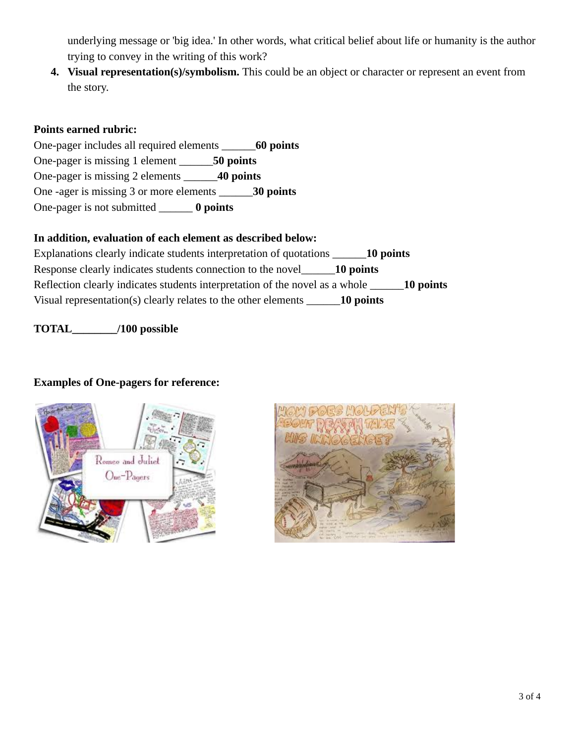underlying message or 'big idea.' In other words, what critical belief about life or humanity is the author trying to convey in the writing of this work?

4. **Visual representation(s)/symbolism.** This could be an object or character or represent an event from the story.

**Points earned rubric:**

One-pager includes all required elements ______**60 points**
One-pager is missing 1 element ______**50 points**
One-pager is missing 2 elements ______**40 points**
One -ager is missing 3 or more elements ______**30 points**
One-pager is not submitted ______ **0 points**

**In addition, evaluation of each element as described below:**

Explanations clearly indicate students interpretation of quotations ______**10 points**
Response clearly indicates students connection to the novel______**10 points**
Reflection clearly indicates students interpretation of the novel as a whole ______**10 points**
Visual representation(s) clearly relates to the other elements ______**10 points**

**TOTAL________/100 possible**

**Examples of One-pagers for reference:**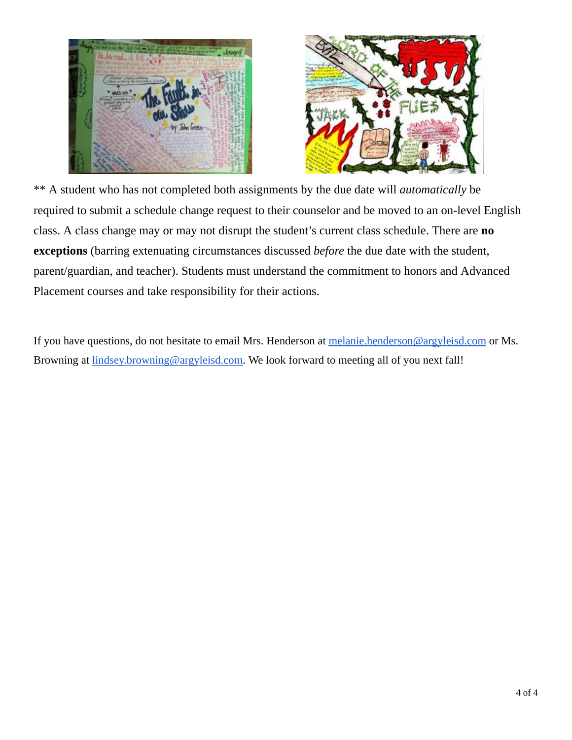** A student who has not completed both assignments by the due date will *automatically* be required to submit a schedule change request to their counselor and be moved to an on-level English class. A class change may or may not disrupt the student's current class schedule. There are **no exceptions** (barring extenuating circumstances discussed *before* the due date with the student, parent/guardian, and teacher). Students must understand the commitment to honors and Advanced Placement courses and take responsibility for their actions.

If you have questions, do not hesitate to email Mrs. Henderson at melanie.henderson@argyleisd.com or Ms. Browning at lindsey.browning@argyleisd.com. We look forward to meeting all of you next fall!